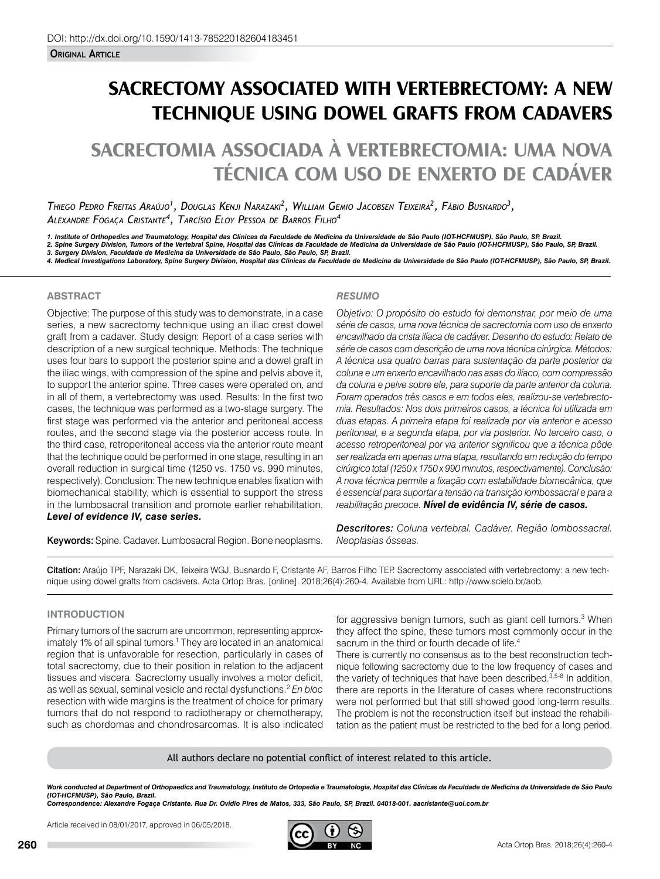DOI: http://dx.doi.org/10.1590/1413-785220182604183451

**Original Article**

# SACRECTOMY ASSOCIATED WITH VERTEBRECTOMY: A NEW TECHNIQUE USING DOWEL GRAFTS FROM CADAVERS

# SACRECTOMIA ASSOCIADA À VERTEBRECTOMIA: UMA NOVA TÉCNICA COM USO DE ENXERTO DE CADÁVER

*Thiego Pedro Freitas Araújo[1], Douglas Kenji Narazaki[2], William Gemio Jacobsen Teixeira[2], Fábio Busnardo[3], Alexandre Fogaça Cristante[4], Tarcísio Eloy Pessoa de Barros Filho[4]*

*1. Institute of Orthopedics and Traumatology, Hospital das Clínicas da Faculdade de Medicina da Universidade de São Paulo (IOT-HCFMUSP), São Paulo, SP, Brazil.*
*2. Spine Surgery Division, Tumors of the Vertebral Spine, Hospital das Clínicas da Faculdade de Medicina da Universidade de São Paulo (IOT-HCFMUSP), São Paulo, SP, Brazil.*
*3. Surgery Division, Faculdade de Medicina da Universidade de São Paulo, São Paulo, SP, Brazil.*
*4. Medical Investigations Laboratory, Spine Surgery Division, Hospital das Clínicas da Faculdade de Medicina da Universidade de São Paulo (IOT-HCFMUSP), São Paulo, SP, Brazil.*

## ABSTRACT

Objective: The purpose of this study was to demonstrate, in a case series, a new sacrectomy technique using an iliac crest dowel graft from a cadaver. Study design: Report of a case series with description of a new surgical technique. Methods: The technique uses four bars to support the posterior spine and a dowel graft in the iliac wings, with compression of the spine and pelvis above it, to support the anterior spine. Three cases were operated on, and in all of them, a vertebrectomy was used. Results: In the first two cases, the technique was performed as a two-stage surgery. The first stage was performed via the anterior and peritoneal access routes, and the second stage via the posterior access route. In the third case, retroperitoneal access via the anterior route meant that the technique could be performed in one stage, resulting in an overall reduction in surgical time (1250 vs. 1750 vs. 990 minutes, respectively). Conclusion: The new technique enables fixation with biomechanical stability, which is essential to support the stress in the lumbosacral transition and promote earlier rehabilitation. ***Level of evidence IV, case series.***

**Keywords:** Spine. Cadaver. Lumbosacral Region. Bone neoplasms.

## *RESUMO*

*Objetivo: O propósito do estudo foi demonstrar, por meio de uma série de casos, uma nova técnica de sacrectomia com uso de enxerto encavilhado da crista ilíaca de cadáver. Desenho do estudo: Relato de série de casos com descrição de uma nova técnica cirúrgica. Métodos: A técnica usa quatro barras para sustentação da parte posterior da coluna e um enxerto encavilhado nas asas do ilíaco, com compressão da coluna e pelve sobre ele, para suporte da parte anterior da coluna. Foram operados três casos e em todos eles, realizou-se vertebrectomia. Resultados: Nos dois primeiros casos, a técnica foi utilizada em duas etapas. A primeira etapa foi realizada por via anterior e acesso peritoneal, e a segunda etapa, por via posterior. No terceiro caso, o acesso retroperitoneal por via anterior significou que a técnica pôde ser realizada em apenas uma etapa, resultando em redução do tempo cirúrgico total (1250 x 1750 x 990 minutos, respectivamente). Conclusão: A nova técnica permite a fixação com estabilidade biomecânica, que é essencial para suportar a tensão na transição lombossacral e para a reabilitação precoce.* ***Nível de evidência IV, série de casos.***

***Descritores:*** *Coluna vertebral. Cadáver. Região lombossacral. Neoplasias ósseas.*

**Citation:** Araújo TPF, Narazaki DK, Teixeira WGJ, Busnardo F, Cristante AF, Barros Filho TEP. Sacrectomy associated with vertebrectomy: a new technique using dowel grafts from cadavers. Acta Ortop Bras. [online]. 2018;26(4):260-4. Available from URL: http://www.scielo.br/aob.

## INTRODUCTION

Primary tumors of the sacrum are uncommon, representing approximately 1% of all spinal tumors.[1] They are located in an anatomical region that is unfavorable for resection, particularly in cases of total sacrectomy, due to their position in relation to the adjacent tissues and viscera. Sacrectomy usually involves a motor deficit, as well as sexual, seminal vesicle and rectal dysfunctions.[2] *En bloc* resection with wide margins is the treatment of choice for primary tumors that do not respond to radiotherapy or chemotherapy, such as chordomas and chondrosarcomas. It is also indicated for aggressive benign tumors, such as giant cell tumors.[3] When they affect the spine, these tumors most commonly occur in the sacrum in the third or fourth decade of life.[4]

There is currently no consensus as to the best reconstruction technique following sacrectomy due to the low frequency of cases and the variety of techniques that have been described.[3,5-8] In addition, there are reports in the literature of cases where reconstructions were not performed but that still showed good long-term results. The problem is not the reconstruction itself but instead the rehabilitation as the patient must be restricted to the bed for a long period.

All authors declare no potential conflict of interest related to this article.

*Work conducted at Department of Orthopaedics and Traumatology, Instituto de Ortopedia e Traumatologia, Hospital das Clínicas da Faculdade de Medicina da Universidade de São Paulo (IOT-HCFMUSP), São Paulo, Brazil.*
*Correspondence: Alexandre Fogaça Cristante. Rua Dr. Ovídio Pires de Matos, 333, São Paulo, SP, Brazil. 04018-001. aacristante@uol.com.br*

Article received in 08/01/2017, approved in 06/05/2018.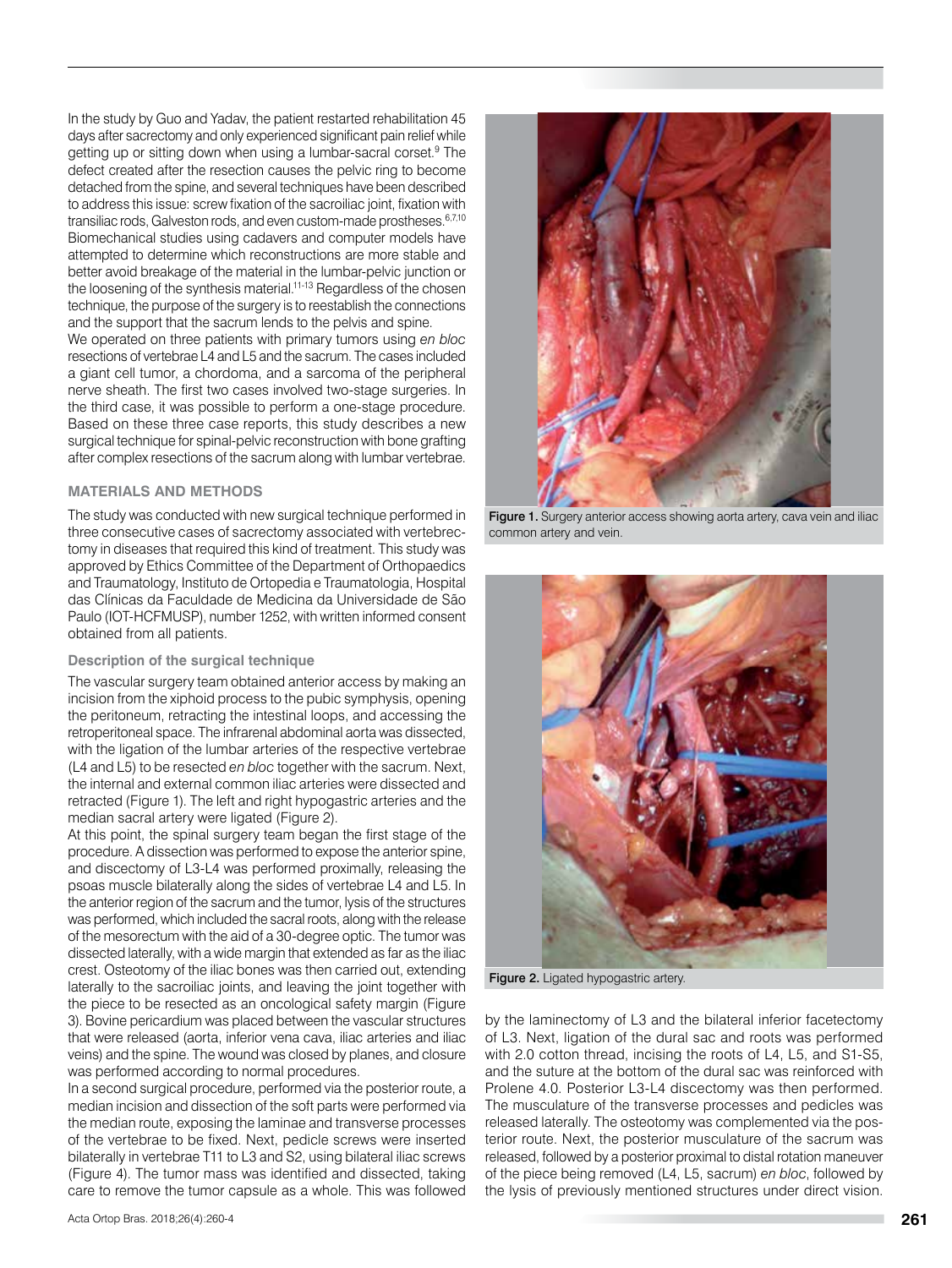In the study by Guo and Yadav, the patient restarted rehabilitation 45 days after sacrectomy and only experienced significant pain relief while getting up or sitting down when using a lumbar-sacral corset.[9] The defect created after the resection causes the pelvic ring to become detached from the spine, and several techniques have been described to address this issue: screw fixation of the sacroiliac joint, fixation with transiliac rods, Galveston rods, and even custom-made prostheses.[6,7,10] Biomechanical studies using cadavers and computer models have attempted to determine which reconstructions are more stable and better avoid breakage of the material in the lumbar-pelvic junction or the loosening of the synthesis material.[11-13] Regardless of the chosen technique, the purpose of the surgery is to reestablish the connections and the support that the sacrum lends to the pelvis and spine.

We operated on three patients with primary tumors using *en bloc* resections of vertebrae L4 and L5 and the sacrum. The cases included a giant cell tumor, a chordoma, and a sarcoma of the peripheral nerve sheath. The first two cases involved two-stage surgeries. In the third case, it was possible to perform a one-stage procedure. Based on these three case reports, this study describes a new surgical technique for spinal-pelvic reconstruction with bone grafting after complex resections of the sacrum along with lumbar vertebrae.

## MATERIALS AND METHODS

The study was conducted with new surgical technique performed in three consecutive cases of sacrectomy associated with vertebrectomy in diseases that required this kind of treatment. This study was approved by Ethics Committee of the Department of Orthopaedics and Traumatology, Instituto de Ortopedia e Traumatologia, Hospital das Clínicas da Faculdade de Medicina da Universidade de São Paulo (IOT-HCFMUSP), number 1252, with written informed consent obtained from all patients.

### Description of the surgical technique

The vascular surgery team obtained anterior access by making an incision from the xiphoid process to the pubic symphysis, opening the peritoneum, retracting the intestinal loops, and accessing the retroperitoneal space. The infrarenal abdominal aorta was dissected, with the ligation of the lumbar arteries of the respective vertebrae (L4 and L5) to be resected *en bloc* together with the sacrum. Next, the internal and external common iliac arteries were dissected and retracted (Figure 1). The left and right hypogastric arteries and the median sacral artery were ligated (Figure 2).

At this point, the spinal surgery team began the first stage of the procedure. A dissection was performed to expose the anterior spine, and discectomy of L3-L4 was performed proximally, releasing the psoas muscle bilaterally along the sides of vertebrae L4 and L5. In the anterior region of the sacrum and the tumor, lysis of the structures was performed, which included the sacral roots, along with the release of the mesorectum with the aid of a 30-degree optic. The tumor was dissected laterally, with a wide margin that extended as far as the iliac crest. Osteotomy of the iliac bones was then carried out, extending laterally to the sacroiliac joints, and leaving the joint together with the piece to be resected as an oncological safety margin (Figure 3). Bovine pericardium was placed between the vascular structures that were released (aorta, inferior vena cava, iliac arteries and iliac veins) and the spine. The wound was closed by planes, and closure was performed according to normal procedures.

In a second surgical procedure, performed via the posterior route, a median incision and dissection of the soft parts were performed via the median route, exposing the laminae and transverse processes of the vertebrae to be fixed. Next, pedicle screws were inserted bilaterally in vertebrae T11 to L3 and S2, using bilateral iliac screws (Figure 4). The tumor mass was identified and dissected, taking care to remove the tumor capsule as a whole. This was followed by the laminectomy of L3 and the bilateral inferior facetectomy of L3. Next, ligation of the dural sac and roots was performed with 2.0 cotton thread, incising the roots of L4, L5, and S1-S5, and the suture at the bottom of the dural sac was reinforced with Prolene 4.0. Posterior L3-L4 discectomy was then performed. The musculature of the transverse processes and pedicles was released laterally. The osteotomy was complemented via the posterior route. Next, the posterior musculature of the sacrum was released, followed by a posterior proximal to distal rotation maneuver of the piece being removed (L4, L5, sacrum) *en bloc*, followed by the lysis of previously mentioned structures under direct vision.

**Figure 1.** Surgery anterior access showing aorta artery, cava vein and iliac common artery and vein.

**Figure 2.** Ligated hypogastric artery.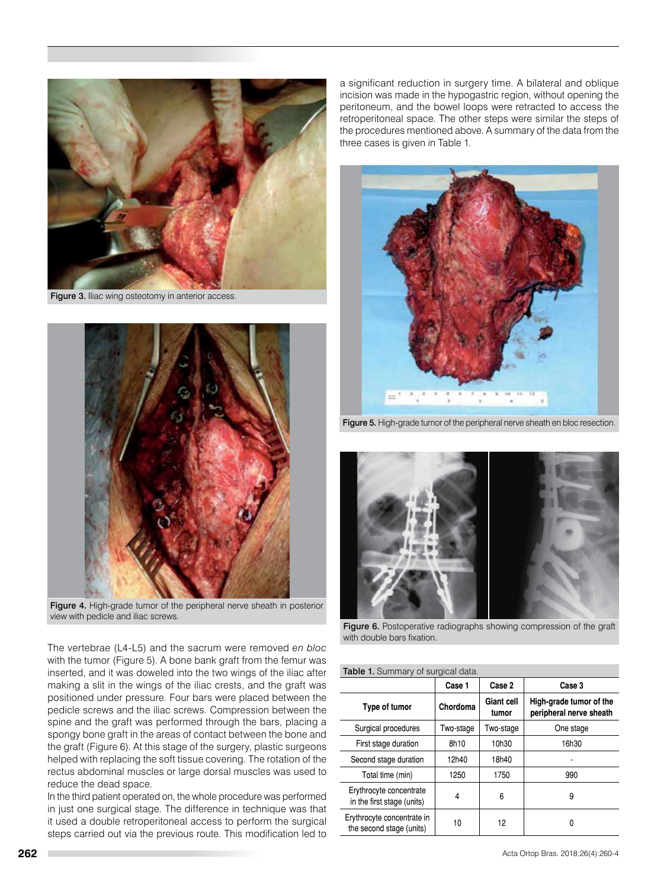Figure 3. Iliac wing osteotomy in anterior access.

Figure 4. High-grade tumor of the peripheral nerve sheath in posterior view with pedicle and iliac screws.

The vertebrae (L4-L5) and the sacrum were removed *en bloc* with the tumor (Figure 5). A bone bank graft from the femur was inserted, and it was doweled into the two wings of the iliac after making a slit in the wings of the iliac crests, and the graft was positioned under pressure. Four bars were placed between the pedicle screws and the iliac screws. Compression between the spine and the graft was performed through the bars, placing a spongy bone graft in the areas of contact between the bone and the graft (Figure 6). At this stage of the surgery, plastic surgeons helped with replacing the soft tissue covering. The rotation of the rectus abdominal muscles or large dorsal muscles was used to reduce the dead space.

In the third patient operated on, the whole procedure was performed in just one surgical stage. The difference in technique was that it used a double retroperitoneal access to perform the surgical steps carried out via the previous route. This modification led to a significant reduction in surgery time. A bilateral and oblique incision was made in the hypogastric region, without opening the peritoneum, and the bowel loops were retracted to access the retroperitoneal space. The other steps were similar the steps of the procedures mentioned above. A summary of the data from the three cases is given in Table 1.

Figure 5. High-grade tumor of the peripheral nerve sheath en bloc resection.

Figure 6. Postoperative radiographs showing compression of the graft with double bars fixation.

Table 1. Summary of surgical data.

| | Case 1 | Case 2 | Case 3 |
|---|---|---|---|
| Type of tumor | Chordoma | Giant cell tumor | High-grade tumor of the peripheral nerve sheath |
| Surgical procedures | Two-stage | Two-stage | One stage |
| First stage duration | 8h10 | 10h30 | 16h30 |
| Second stage duration | 12h40 | 18h40 | - |
| Total time (min) | 1250 | 1750 | 990 |
| Erythrocyte concentrate in the first stage (units) | 4 | 6 | 9 |
| Erythrocyte concentrate in the second stage (units) | 10 | 12 | 0 |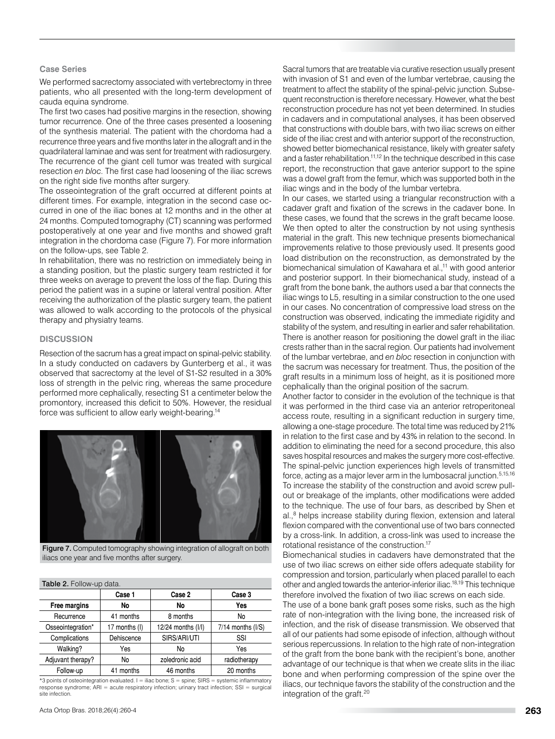### Case Series

We performed sacrectomy associated with vertebrectomy in three patients, who all presented with the long-term development of cauda equina syndrome.

The first two cases had positive margins in the resection, showing tumor recurrence. One of the three cases presented a loosening of the synthesis material. The patient with the chordoma had a recurrence three years and five months later in the allograft and in the quadrilateral laminae and was sent for treatment with radiosurgery. The recurrence of the giant cell tumor was treated with surgical resection *en bloc*. The first case had loosening of the iliac screws on the right side five months after surgery.

The osseointegration of the graft occurred at different points at different times. For example, integration in the second case occurred in one of the iliac bones at 12 months and in the other at 24 months. Computed tomography (CT) scanning was performed postoperatively at one year and five months and showed graft integration in the chordoma case (Figure 7). For more information on the follow-ups, see Table 2.

In rehabilitation, there was no restriction on immediately being in a standing position, but the plastic surgery team restricted it for three weeks on average to prevent the loss of the flap. During this period the patient was in a supine or lateral ventral position. After receiving the authorization of the plastic surgery team, the patient was allowed to walk according to the protocols of the physical therapy and physiatry teams.

## DISCUSSION

Resection of the sacrum has a great impact on spinal-pelvic stability. In a study conducted on cadavers by Gunterberg et al., it was observed that sacrectomy at the level of S1-S2 resulted in a 30% loss of strength in the pelvic ring, whereas the same procedure performed more cephalically, resecting S1 a centimeter below the promontory, increased this deficit to 50%. However, the residual force was sufficient to allow early weight-bearing.[14]

**Figure 7.** Computed tomography showing integration of allograft on both iliacs one year and five months after surgery.

**Table 2.** Follow-up data.

| | Case 1 | Case 2 | Case 3 |
|---|---|---|---|
| **Free margins** | **No** | **No** | **Yes** |
| Recurrence | 41 months | 8 months | No |
| Osseointegration* | 17 months (I) | 12/24 months (I/I) | 7/14 months (I/S) |
| Complications | Dehiscence | SIRS/ARI/UTI | SSI |
| Walking? | Yes | No | Yes |
| Adjuvant therapy? | No | zoledronic acid | radiotherapy |
| Follow-up | 41 months | 46 months | 20 months |

*3 points of osteointegration evaluated. I = iliac bone; S = spine; SIRS = systemic inflammatory response syndrome; ARI = acute respiratory infection; urinary tract infection; SSI = surgical site infection.

Sacral tumors that are treatable via curative resection usually present with invasion of S1 and even of the lumbar vertebrae, causing the treatment to affect the stability of the spinal-pelvic junction. Subsequent reconstruction is therefore necessary. However, what the best reconstruction procedure has not yet been determined. In studies in cadavers and in computational analyses, it has been observed that constructions with double bars, with two iliac screws on either side of the iliac crest and with anterior support of the reconstruction, showed better biomechanical resistance, likely with greater safety and a faster rehabilitation.[11,12] In the technique described in this case report, the reconstruction that gave anterior support to the spine was a dowel graft from the femur, which was supported both in the iliac wings and in the body of the lumbar vertebra.

In our cases, we started using a triangular reconstruction with a cadaver graft and fixation of the screws in the cadaver bone. In these cases, we found that the screws in the graft became loose. We then opted to alter the construction by not using synthesis material in the graft. This new technique presents biomechanical improvements relative to those previously used. It presents good load distribution on the reconstruction, as demonstrated by the biomechanical simulation of Kawahara et al.,[11] with good anterior and posterior support. In their biomechanical study, instead of a graft from the bone bank, the authors used a bar that connects the iliac wings to L5, resulting in a similar construction to the one used in our cases. No concentration of compressive load stress on the construction was observed, indicating the immediate rigidity and stability of the system, and resulting in earlier and safer rehabilitation. There is another reason for positioning the dowel graft in the iliac crests rather than in the sacral region. Our patients had involvement of the lumbar vertebrae, and *en bloc* resection in conjunction with the sacrum was necessary for treatment. Thus, the position of the graft results in a minimum loss of height, as it is positioned more cephalically than the original position of the sacrum.

Another factor to consider in the evolution of the technique is that it was performed in the third case via an anterior retroperitoneal access route, resulting in a significant reduction in surgery time, allowing a one-stage procedure. The total time was reduced by 21% in relation to the first case and by 43% in relation to the second. In addition to eliminating the need for a second procedure, this also saves hospital resources and makes the surgery more cost-effective. The spinal-pelvic junction experiences high levels of transmitted force, acting as a major lever arm in the lumbosacral junction.[5,15,16] To increase the stability of the construction and avoid screw pull-out or breakage of the implants, other modifications were added to the technique. The use of four bars, as described by Shen et al.,[8] helps increase stability during flexion, extension and lateral flexion compared with the conventional use of two bars connected by a cross-link. In addition, a cross-link was used to increase the rotational resistance of the construction.[17]

Biomechanical studies in cadavers have demonstrated that the use of two iliac screws on either side offers adequate stability for compression and torsion, particularly when placed parallel to each other and angled towards the anterior-inferior iliac.[18,19] This technique therefore involved the fixation of two iliac screws on each side.

The use of a bone bank graft poses some risks, such as the high rate of non-integration with the living bone, the increased risk of infection, and the risk of disease transmission. We observed that all of our patients had some episode of infection, although without serious repercussions. In relation to the high rate of non-integration of the graft from the bone bank with the recipient's bone, another advantage of our technique is that when we create slits in the iliac bone and when performing compression of the spine over the iliacs, our technique favors the stability of the construction and the integration of the graft.[20]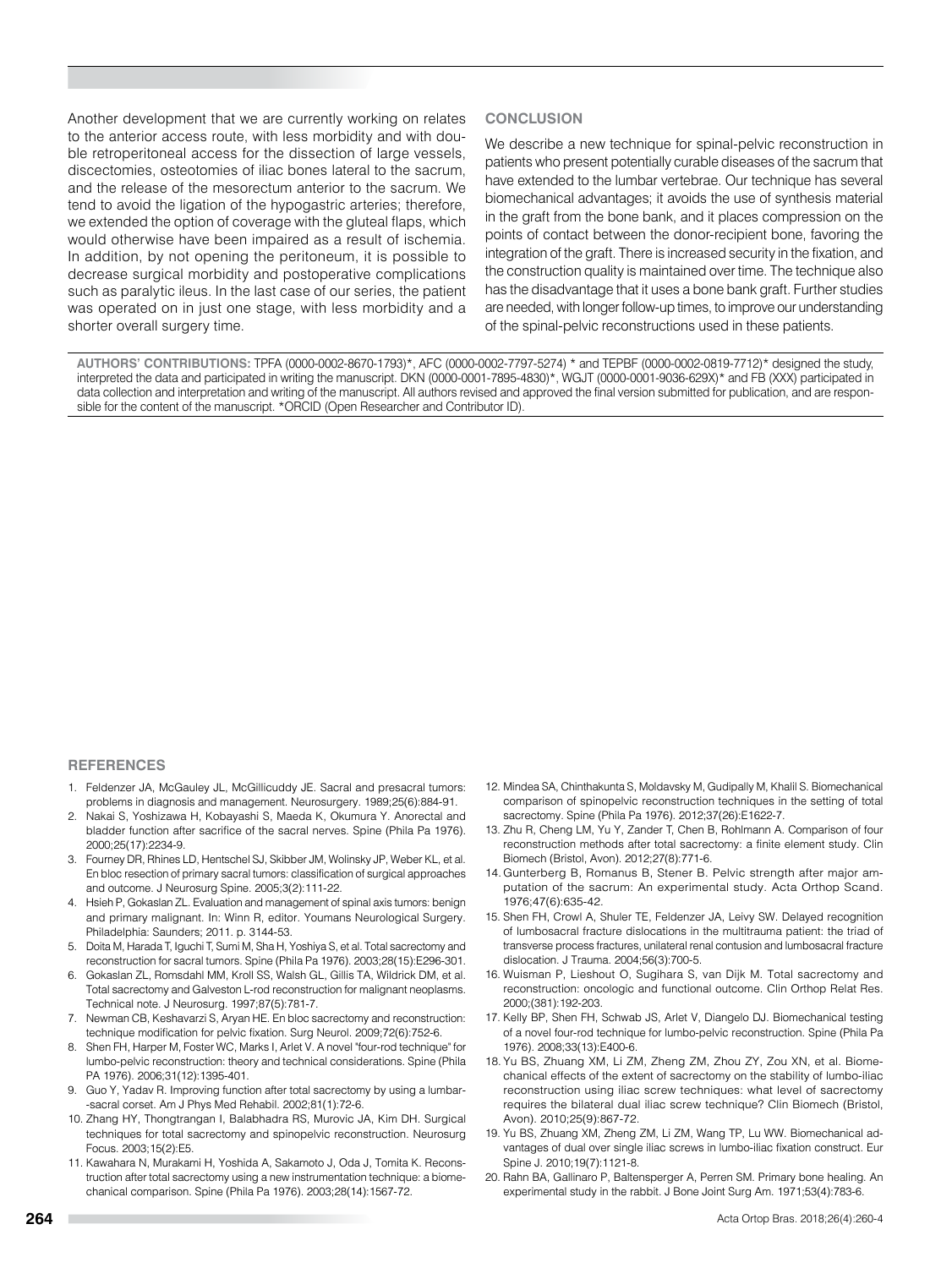Another development that we are currently working on relates to the anterior access route, with less morbidity and with double retroperitoneal access for the dissection of large vessels, discectomies, osteotomies of iliac bones lateral to the sacrum, and the release of the mesorectum anterior to the sacrum. We tend to avoid the ligation of the hypogastric arteries; therefore, we extended the option of coverage with the gluteal flaps, which would otherwise have been impaired as a result of ischemia. In addition, by not opening the peritoneum, it is possible to decrease surgical morbidity and postoperative complications such as paralytic ileus. In the last case of our series, the patient was operated on in just one stage, with less morbidity and a shorter overall surgery time.

## CONCLUSION

We describe a new technique for spinal-pelvic reconstruction in patients who present potentially curable diseases of the sacrum that have extended to the lumbar vertebrae. Our technique has several biomechanical advantages; it avoids the use of synthesis material in the graft from the bone bank, and it places compression on the points of contact between the donor-recipient bone, favoring the integration of the graft. There is increased security in the fixation, and the construction quality is maintained over time. The technique also has the disadvantage that it uses a bone bank graft. Further studies are needed, with longer follow-up times, to improve our understanding of the spinal-pelvic reconstructions used in these patients.

**AUTHORS' CONTRIBUTIONS:** TPFA (0000-0002-8670-1793)*, AFC (0000-0002-7797-5274) * and TEPBF (0000-0002-0819-7712)* designed the study, interpreted the data and participated in writing the manuscript. DKN (0000-0001-7895-4830)*, WGJT (0000-0001-9036-629X)* and FB (XXX) participated in data collection and interpretation and writing of the manuscript. All authors revised and approved the final version submitted for publication, and are responsible for the content of the manuscript. *ORCID (Open Researcher and Contributor ID).

## REFERENCES

1. Feldenzer JA, McGauley JL, McGillicuddy JE. Sacral and presacral tumors: problems in diagnosis and management. Neurosurgery. 1989;25(6):884-91.
2. Nakai S, Yoshizawa H, Kobayashi S, Maeda K, Okumura Y. Anorectal and bladder function after sacrifice of the sacral nerves. Spine (Phila Pa 1976). 2000;25(17):2234-9.
3. Fourney DR, Rhines LD, Hentschel SJ, Skibber JM, Wolinsky JP, Weber KL, et al. En bloc resection of primary sacral tumors: classification of surgical approaches and outcome. J Neurosurg Spine. 2005;3(2):111-22.
4. Hsieh P, Gokaslan ZL. Evaluation and management of spinal axis tumors: benign and primary malignant. In: Winn R, editor. Youmans Neurological Surgery. Philadelphia: Saunders; 2011. p. 3144-53.
5. Doita M, Harada T, Iguchi T, Sumi M, Sha H, Yoshiya S, et al. Total sacrectomy and reconstruction for sacral tumors. Spine (Phila Pa 1976). 2003;28(15):E296-301.
6. Gokaslan ZL, Romsdahl MM, Kroll SS, Walsh GL, Gillis TA, Wildrick DM, et al. Total sacrectomy and Galveston L-rod reconstruction for malignant neoplasms. Technical note. J Neurosurg. 1997;87(5):781-7.
7. Newman CB, Keshavarzi S, Aryan HE. En bloc sacrectomy and reconstruction: technique modification for pelvic fixation. Surg Neurol. 2009;72(6):752-6.
8. Shen FH, Harper M, Foster WC, Marks I, Arlet V. A novel "four-rod technique" for lumbo-pelvic reconstruction: theory and technical considerations. Spine (Phila PA 1976). 2006;31(12):1395-401.
9. Guo Y, Yadav R. Improving function after total sacrectomy by using a lumbar--sacral corset. Am J Phys Med Rehabil. 2002;81(1):72-6.
10. Zhang HY, Thongtrangan I, Balabhadra RS, Murovic JA, Kim DH. Surgical techniques for total sacrectomy and spinopelvic reconstruction. Neurosurg Focus. 2003;15(2):E5.
11. Kawahara N, Murakami H, Yoshida A, Sakamoto J, Oda J, Tomita K. Reconstruction after total sacrectomy using a new instrumentation technique: a biomechanical comparison. Spine (Phila Pa 1976). 2003;28(14):1567-72.
12. Mindea SA, Chinthakunta S, Moldavsky M, Gudipally M, Khalil S. Biomechanical comparison of spinopelvic reconstruction techniques in the setting of total sacrectomy. Spine (Phila Pa 1976). 2012;37(26):E1622-7.
13. Zhu R, Cheng LM, Yu Y, Zander T, Chen B, Rohlmann A. Comparison of four reconstruction methods after total sacrectomy: a finite element study. Clin Biomech (Bristol, Avon). 2012;27(8):771-6.
14. Gunterberg B, Romanus B, Stener B. Pelvic strength after major amputation of the sacrum: An experimental study. Acta Orthop Scand. 1976;47(6):635-42.
15. Shen FH, Crowl A, Shuler TE, Feldenzer JA, Leivy SW. Delayed recognition of lumbosacral fracture dislocations in the multitrauma patient: the triad of transverse process fractures, unilateral renal contusion and lumbosacral fracture dislocation. J Trauma. 2004;56(3):700-5.
16. Wuisman P, Lieshout O, Sugihara S, van Dijk M. Total sacrectomy and reconstruction: oncologic and functional outcome. Clin Orthop Relat Res. 2000;(381):192-203.
17. Kelly BP, Shen FH, Schwab JS, Arlet V, Diangelo DJ. Biomechanical testing of a novel four-rod technique for lumbo-pelvic reconstruction. Spine (Phila Pa 1976). 2008;33(13):E400-6.
18. Yu BS, Zhuang XM, Li ZM, Zheng ZM, Zhou ZY, Zou XN, et al. Biomechanical effects of the extent of sacrectomy on the stability of lumbo-iliac reconstruction using iliac screw techniques: what level of sacrectomy requires the bilateral dual iliac screw technique? Clin Biomech (Bristol, Avon). 2010;25(9):867-72.
19. Yu BS, Zhuang XM, Zheng ZM, Li ZM, Wang TP, Lu WW. Biomechanical advantages of dual over single iliac screws in lumbo-iliac fixation construct. Eur Spine J. 2010;19(7):1121-8.
20. Rahn BA, Gallinaro P, Baltensperger A, Perren SM. Primary bone healing. An experimental study in the rabbit. J Bone Joint Surg Am. 1971;53(4):783-6.